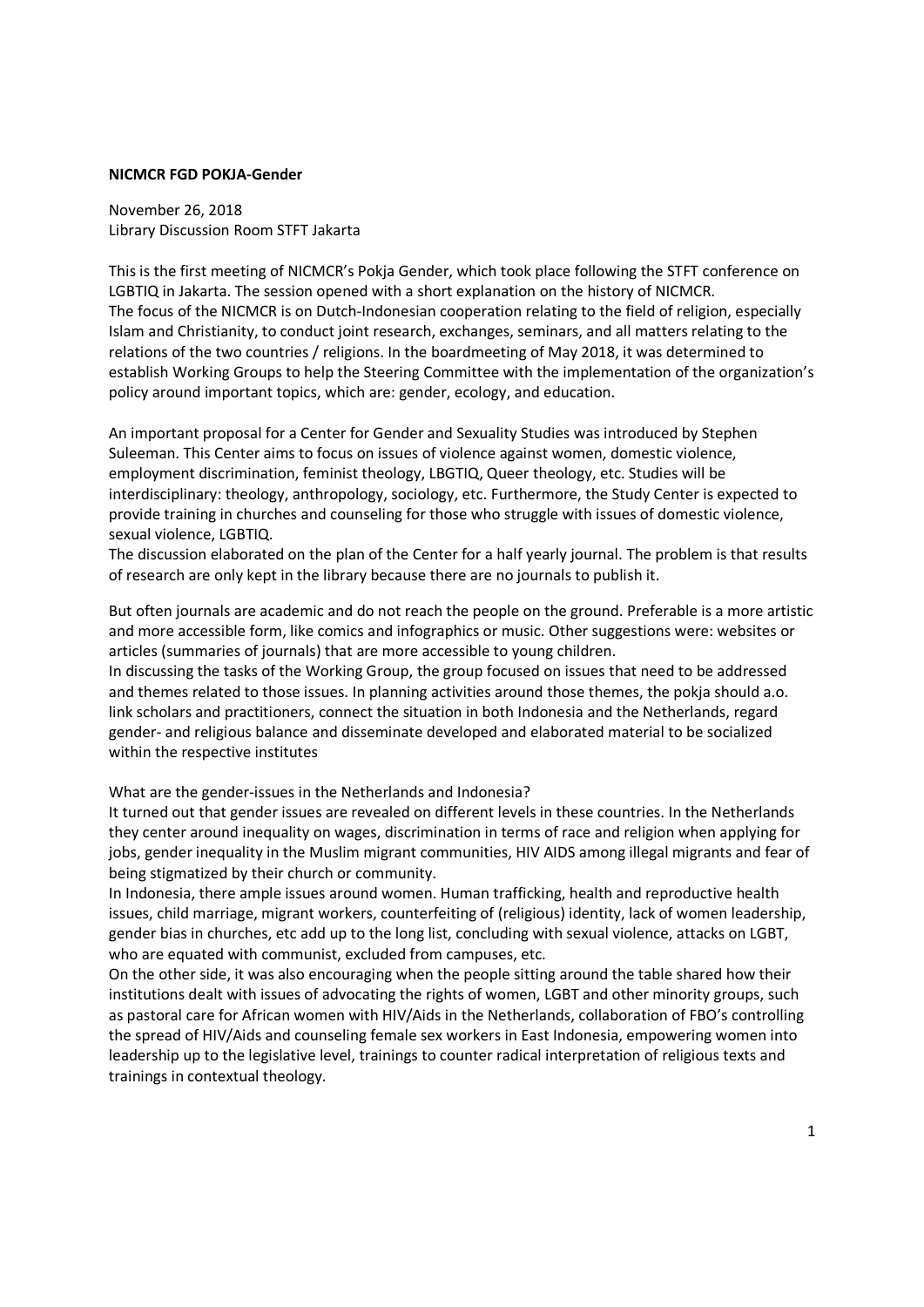**NICMCR FGD POKJA-Gender**

November 26, 2018
Library Discussion Room STFT Jakarta

This is the first meeting of NICMCR's Pokja Gender, which took place following the STFT conference on LGBTIQ in Jakarta. The session opened with a short explanation on the history of NICMCR.
The focus of the NICMCR is on Dutch-Indonesian cooperation relating to the field of religion, especially Islam and Christianity, to conduct joint research, exchanges, seminars, and all matters relating to the relations of the two countries / religions. In the boardmeeting of May 2018, it was determined to establish Working Groups to help the Steering Committee with the implementation of the organization's policy around important topics, which are: gender, ecology, and education.

An important proposal for a Center for Gender and Sexuality Studies was introduced by Stephen Suleeman. This Center aims to focus on issues of violence against women, domestic violence, employment discrimination, feminist theology, LBGTIQ, Queer theology, etc. Studies will be interdisciplinary: theology, anthropology, sociology, etc. Furthermore, the Study Center is expected to provide training in churches and counseling for those who struggle with issues of domestic violence, sexual violence, LGBTIQ.
The discussion elaborated on the plan of the Center for a half yearly journal. The problem is that results of research are only kept in the library because there are no journals to publish it.

But often journals are academic and do not reach the people on the ground. Preferable is a more artistic and more accessible form, like comics and infographics or music. Other suggestions were: websites or articles (summaries of journals) that are more accessible to young children.
In discussing the tasks of the Working Group, the group focused on issues that need to be addressed and themes related to those issues. In planning activities around those themes, the pokja should a.o. link scholars and practitioners, connect the situation in both Indonesia and the Netherlands, regard gender- and religious balance and disseminate developed and elaborated material to be socialized within the respective institutes

What are the gender-issues in the Netherlands and Indonesia?
It turned out that gender issues are revealed on different levels in these countries. In the Netherlands they center around inequality on wages, discrimination in terms of race and religion when applying for jobs, gender inequality in the Muslim migrant communities, HIV AIDS among illegal migrants and fear of being stigmatized by their church or community.
In Indonesia, there ample issues around women. Human trafficking, health and reproductive health issues, child marriage, migrant workers, counterfeiting of (religious) identity, lack of women leadership, gender bias in churches, etc add up to the long list, concluding with sexual violence, attacks on LGBT, who are equated with communist, excluded from campuses, etc.
On the other side, it was also encouraging when the people sitting around the table shared how their institutions dealt with issues of advocating the rights of women, LGBT and other minority groups, such as pastoral care for African women with HIV/Aids in the Netherlands, collaboration of FBO's controlling the spread of HIV/Aids and counseling female sex workers in East Indonesia, empowering women into leadership up to the legislative level, trainings to counter radical interpretation of religious texts and trainings in contextual theology.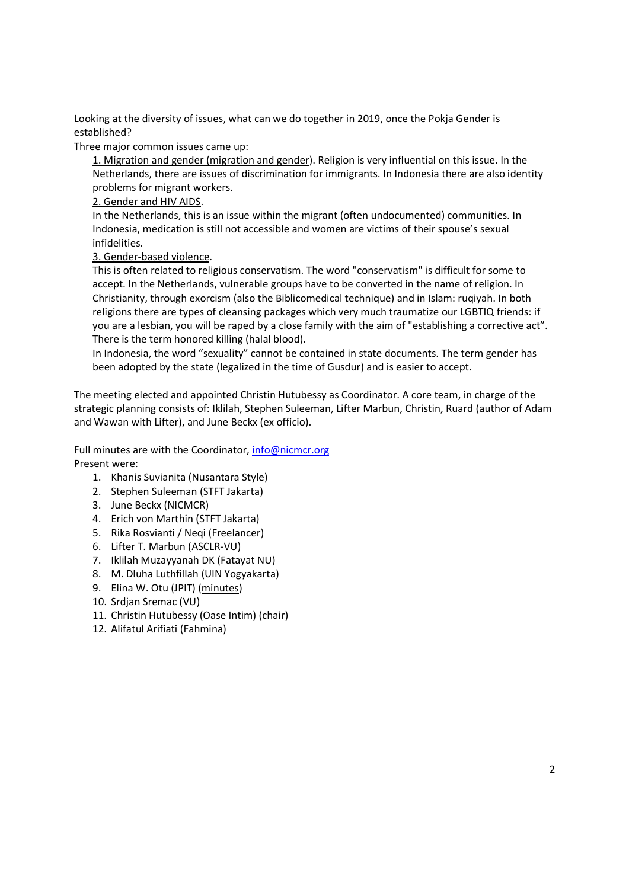Looking at the diversity of issues, what can we do together in 2019, once the Pokja Gender is established?

Three major common issues came up:

1. Migration and gender (migration and gender). Religion is very influential on this issue. In the Netherlands, there are issues of discrimination for immigrants. In Indonesia there are also identity problems for migrant workers.

2. Gender and HIV AIDS.
In the Netherlands, this is an issue within the migrant (often undocumented) communities. In Indonesia, medication is still not accessible and women are victims of their spouse's sexual infidelities.

3. Gender-based violence.
This is often related to religious conservatism. The word "conservatism" is difficult for some to accept. In the Netherlands, vulnerable groups have to be converted in the name of religion. In Christianity, through exorcism (also the Biblicomedical technique) and in Islam: ruqiyah. In both religions there are types of cleansing packages which very much traumatize our LGBTIQ friends: if you are a lesbian, you will be raped by a close family with the aim of "establishing a corrective act". There is the term honored killing (halal blood).
In Indonesia, the word "sexuality" cannot be contained in state documents. The term gender has been adopted by the state (legalized in the time of Gusdur) and is easier to accept.

The meeting elected and appointed Christin Hutubessy as Coordinator. A core team, in charge of the strategic planning consists of: Iklilah, Stephen Suleeman, Lifter Marbun, Christin, Ruard (author of Adam and Wawan with Lifter), and June Beckx (ex officio).

Full minutes are with the Coordinator, info@nicmcr.org

Present were:

1. Khanis Suvianita (Nusantara Style)
2. Stephen Suleeman (STFT Jakarta)
3. June Beckx (NICMCR)
4. Erich von Marthin (STFT Jakarta)
5. Rika Rosvianti / Neqi (Freelancer)
6. Lifter T. Marbun (ASCLR-VU)
7. Iklilah Muzayyanah DK (Fatayat NU)
8. M. Dluha Luthfillah (UIN Yogyakarta)
9. Elina W. Otu (JPIT) (minutes)
10. Srdjan Sremac (VU)
11. Christin Hutubessy (Oase Intim) (chair)
12. Alifatul Arifiati (Fahmina)